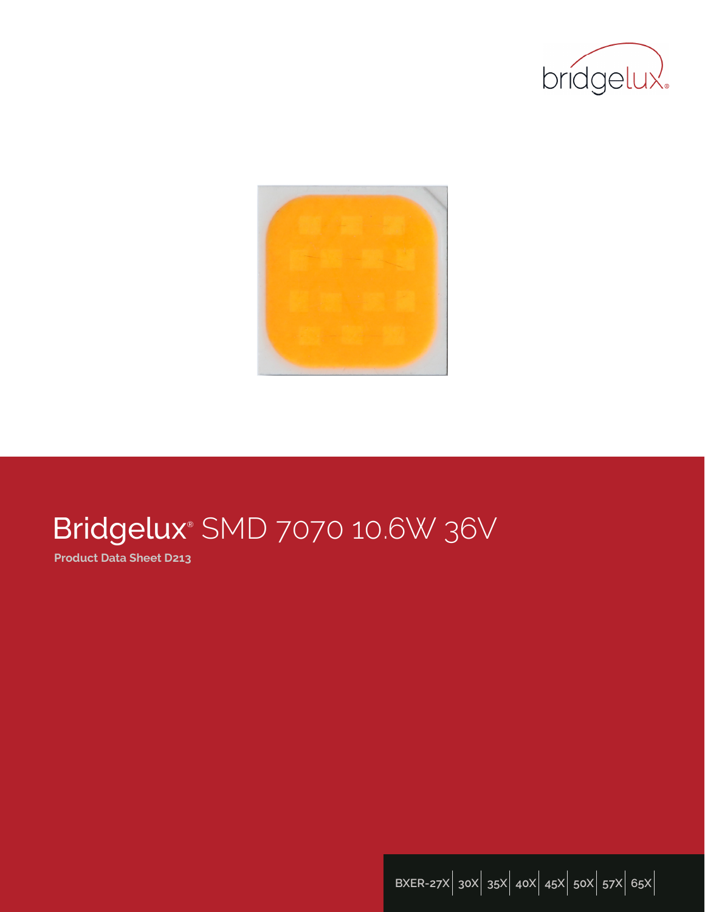# Bridgelux® SMD 7070 10.6W 36V

**Product Data Sheet D213**

BXER-27X | 30X | 35X | 40X | 45X | 50X | 57X | 65X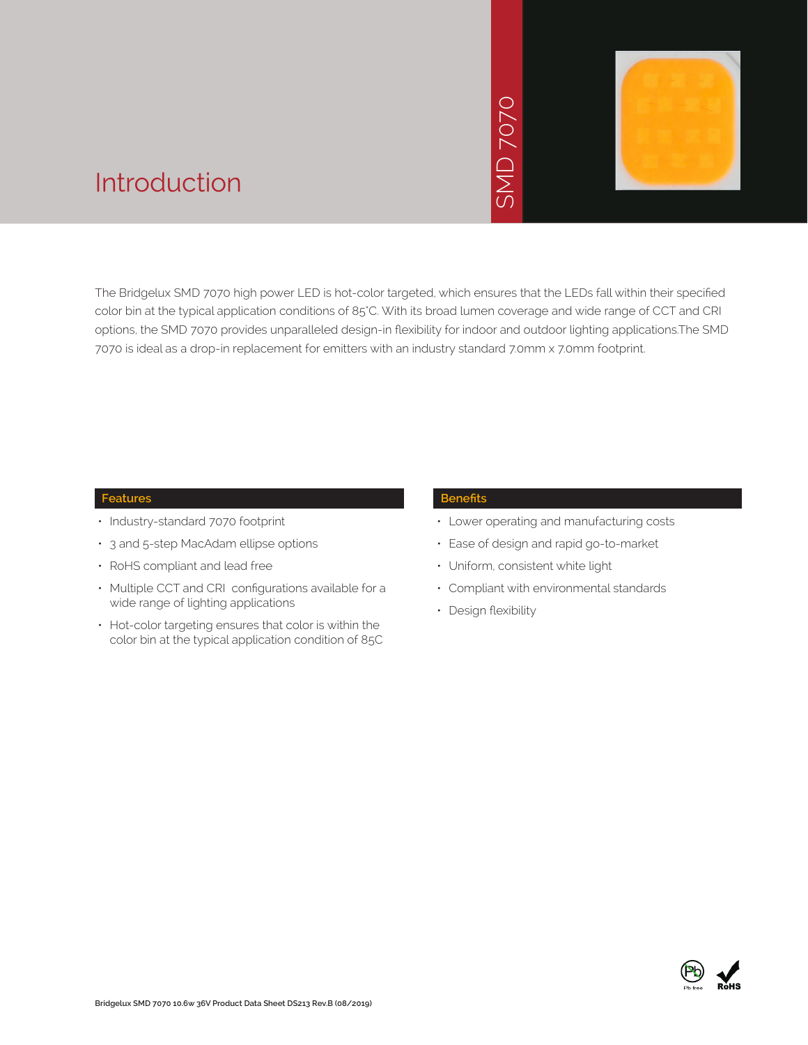# Introduction

SMD 7070

The Bridgelux SMD 7070 high power LED is hot-color targeted, which ensures that the LEDs fall within their specified color bin at the typical application conditions of 85°C. With its broad lumen coverage and wide range of CCT and CRI options, the SMD 7070 provides unparalleled design-in flexibility for indoor and outdoor lighting applications.The SMD 7070 is ideal as a drop-in replacement for emitters with an industry standard 7.0mm x 7.0mm footprint.

## Features

- Industry-standard 7070 footprint
- 3 and 5-step MacAdam ellipse options
- RoHS compliant and lead free
- Multiple CCT and CRI configurations available for a wide range of lighting applications
- Hot-color targeting ensures that color is within the color bin at the typical application condition of 85C

## Benefits

- Lower operating and manufacturing costs
- Ease of design and rapid go-to-market
- Uniform, consistent white light
- Compliant with environmental standards
- Design flexibility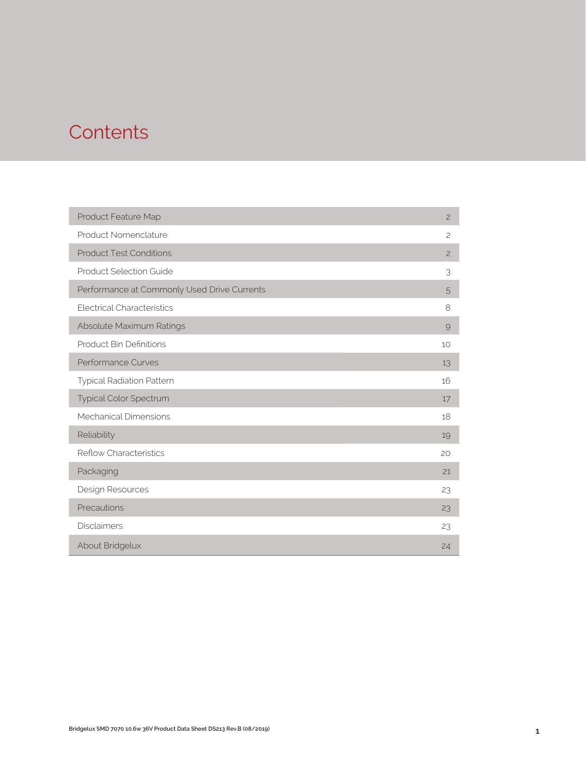# Contents

| | |
|---|---|
| Product Feature Map | 2 |
| Product Nomenclature | 2 |
| Product Test Conditions | 2 |
| Product Selection Guide | 3 |
| Performance at Commonly Used Drive Currents | 5 |
| Electrical Characteristics | 8 |
| Absolute Maximum Ratings | 9 |
| Product Bin Definitions | 10 |
| Performance Curves | 13 |
| Typical Radiation Pattern | 16 |
| Typical Color Spectrum | 17 |
| Mechanical Dimensions | 18 |
| Reliability | 19 |
| Reflow Characteristics | 20 |
| Packaging | 21 |
| Design Resources | 23 |
| Precautions | 23 |
| Disclaimers | 23 |
| About Bridgelux | 24 |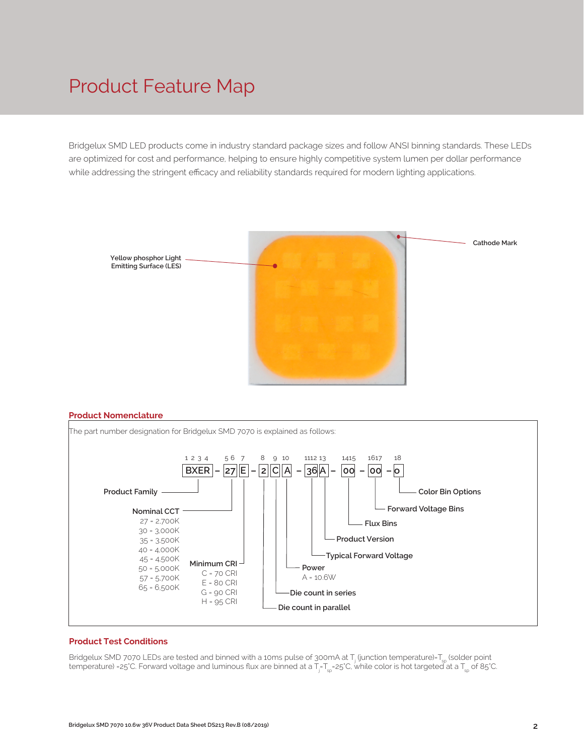# Product Feature Map

Bridgelux SMD LED products come in industry standard package sizes and follow ANSI binning standards. These LEDs are optimized for cost and performance, helping to ensure highly competitive system lumen per dollar performance while addressing the stringent efficacy and reliability standards required for modern lighting applications.

Yellow phosphor Light Emitting Surface (LES)

Cathode Mark

## Product Nomenclature

The part number designation for Bridgelux SMD 7070 is explained as follows:

| Position | 1 2 3 4 | 5 6 | 7 | 8 | 9 | 10 | 11 12 | 13 | 14 15 | 16 17 | 18 |
|---|---|---|---|---|---|---|---|---|---|---|---|
| Code | BXER | 27 | E | 2 | C | A | 36 | A | 00 | 00 | 0 |

- **Product Family** (1–4): BXER
- **Nominal CCT** (5–6):
  - 27 = 2,700K
  - 30 = 3,000K
  - 35 = 3,500K
  - 40 = 4,000K
  - 45 = 4,500K
  - 50 = 5,000K
  - 57 = 5,700K
  - 65 = 6,500K
- **Minimum CRI** (7):
  - C = 70 CRI
  - E = 80 CRI
  - G = 90 CRI
  - H = 95 CRI
- **Die count in parallel** (8)
- **Die count in series** (9)
- **Power** (10):
  - A = 10.6W
- **Typical Forward Voltage** (11–12)
- **Product Version** (13)
- **Flux Bins** (14–15)
- **Forward Voltage Bins** (16–17)
- **Color Bin Options** (18)

## Product Test Conditions

Bridgelux SMD 7070 LEDs are tested and binned with a 10ms pulse of 300mA at $T_j$ (junction temperature)=$T_{sp}$ (solder point temperature) =25°C. Forward voltage and luminous flux are binned at a $T_j$=$T_{sp}$=25°C, while color is hot targeted at a $T_{sp}$ of 85°C.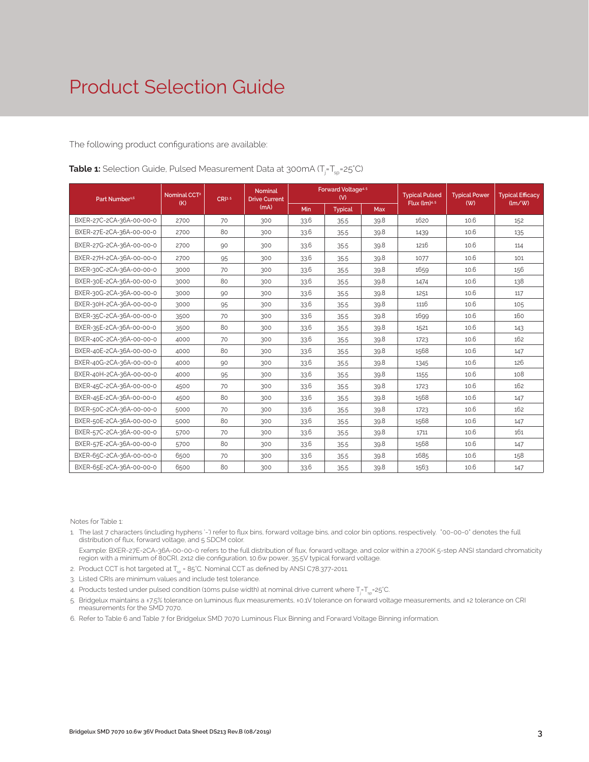# Product Selection Guide

The following product configurations are available:

**Table 1:** Selection Guide, Pulsed Measurement Data at 300mA ($T_j$=$T_{sp}$=25°C)

| Part Number[1,6] | Nominal CCT[2] (K) | CRI[3,5] | Nominal Drive Current (mA) | Forward Voltage[4,5] (V) | | | Typical Pulsed Flux (lm)[4,5] | Typical Power (W) | Typical Efficacy (lm/W) |
|---|---|---|---|---|---|---|---|---|---|
| | | | | Min | Typical | Max | | | |
| BXER-27C-2CA-36A-00-00-0 | 2700 | 70 | 300 | 33.6 | 35.5 | 39.8 | 1620 | 10.6 | 152 |
| BXER-27E-2CA-36A-00-00-0 | 2700 | 80 | 300 | 33.6 | 35.5 | 39.8 | 1439 | 10.6 | 135 |
| BXER-27G-2CA-36A-00-00-0 | 2700 | 90 | 300 | 33.6 | 35.5 | 39.8 | 1216 | 10.6 | 114 |
| BXER-27H-2CA-36A-00-00-0 | 2700 | 95 | 300 | 33.6 | 35.5 | 39.8 | 1077 | 10.6 | 101 |
| BXER-30C-2CA-36A-00-00-0 | 3000 | 70 | 300 | 33.6 | 35.5 | 39.8 | 1659 | 10.6 | 156 |
| BXER-30E-2CA-36A-00-00-0 | 3000 | 80 | 300 | 33.6 | 35.5 | 39.8 | 1474 | 10.6 | 138 |
| BXER-30G-2CA-36A-00-00-0 | 3000 | 90 | 300 | 33.6 | 35.5 | 39.8 | 1251 | 10.6 | 117 |
| BXER-30H-2CA-36A-00-00-0 | 3000 | 95 | 300 | 33.6 | 35.5 | 39.8 | 1116 | 10.6 | 105 |
| BXER-35C-2CA-36A-00-00-0 | 3500 | 70 | 300 | 33.6 | 35.5 | 39.8 | 1699 | 10.6 | 160 |
| BXER-35E-2CA-36A-00-00-0 | 3500 | 80 | 300 | 33.6 | 35.5 | 39.8 | 1521 | 10.6 | 143 |
| BXER-40C-2CA-36A-00-00-0 | 4000 | 70 | 300 | 33.6 | 35.5 | 39.8 | 1723 | 10.6 | 162 |
| BXER-40E-2CA-36A-00-00-0 | 4000 | 80 | 300 | 33.6 | 35.5 | 39.8 | 1568 | 10.6 | 147 |
| BXER-40G-2CA-36A-00-00-0 | 4000 | 90 | 300 | 33.6 | 35.5 | 39.8 | 1345 | 10.6 | 126 |
| BXER-40H-2CA-36A-00-00-0 | 4000 | 95 | 300 | 33.6 | 35.5 | 39.8 | 1155 | 10.6 | 108 |
| BXER-45C-2CA-36A-00-00-0 | 4500 | 70 | 300 | 33.6 | 35.5 | 39.8 | 1723 | 10.6 | 162 |
| BXER-45E-2CA-36A-00-00-0 | 4500 | 80 | 300 | 33.6 | 35.5 | 39.8 | 1568 | 10.6 | 147 |
| BXER-50C-2CA-36A-00-00-0 | 5000 | 70 | 300 | 33.6 | 35.5 | 39.8 | 1723 | 10.6 | 162 |
| BXER-50E-2CA-36A-00-00-0 | 5000 | 80 | 300 | 33.6 | 35.5 | 39.8 | 1568 | 10.6 | 147 |
| BXER-57C-2CA-36A-00-00-0 | 5700 | 70 | 300 | 33.6 | 35.5 | 39.8 | 1711 | 10.6 | 161 |
| BXER-57E-2CA-36A-00-00-0 | 5700 | 80 | 300 | 33.6 | 35.5 | 39.8 | 1568 | 10.6 | 147 |
| BXER-65C-2CA-36A-00-00-0 | 6500 | 70 | 300 | 33.6 | 35.5 | 39.8 | 1685 | 10.6 | 158 |
| BXER-65E-2CA-36A-00-00-0 | 6500 | 80 | 300 | 33.6 | 35.5 | 39.8 | 1563 | 10.6 | 147 |

Notes for Table 1:

1. The last 7 characters (including hyphens '-') refer to flux bins, forward voltage bins, and color bin options, respectively. "00-00-0" denotes the full distribution of flux, forward voltage, and 5 SDCM color.

   Example: BXER-27E-2CA-36A-00-00-0 refers to the full distribution of flux, forward voltage, and color within a 2700K 5-step ANSI standard chromaticity region with a minimum of 80CRI, 2x12 die configuration, 10.6w power, 35.5V typical forward voltage.
2. Product CCT is hot targeted at $T_{sp}$ = 85°C. Nominal CCT as defined by ANSI C78.377-2011.
3. Listed CRIs are minimum values and include test tolerance.
4. Products tested under pulsed condition (10ms pulse width) at nominal drive current where $T_j$=$T_{sp}$=25°C.
5. Bridgelux maintains a ±7.5% tolerance on luminous flux measurements, ±0.1V tolerance on forward voltage measurements, and ±2 tolerance on CRI measurements for the SMD 7070.
6. Refer to Table 6 and Table 7 for Bridgelux SMD 7070 Luminous Flux Binning and Forward Voltage Binning information.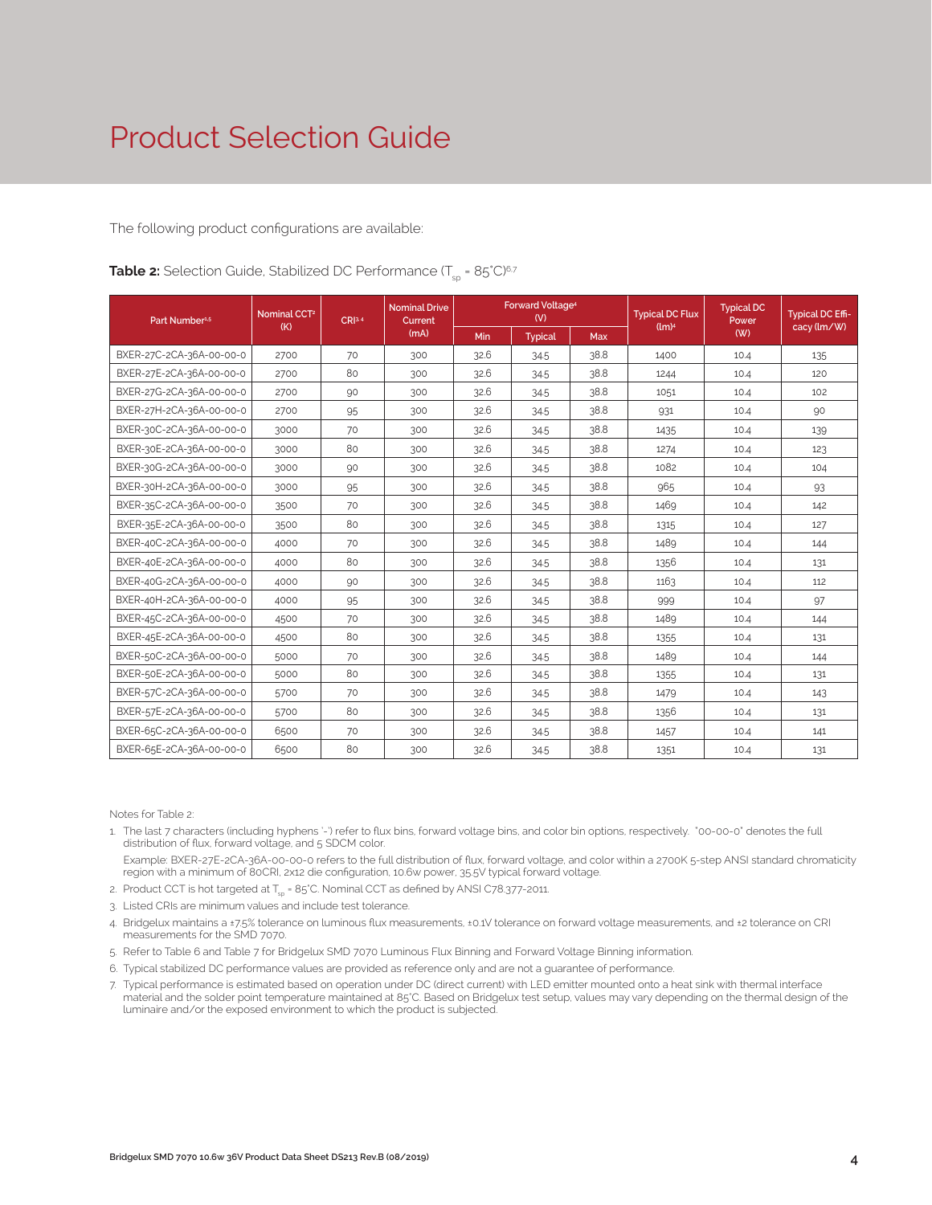# Product Selection Guide

The following product configurations are available:

**Table 2:** Selection Guide, Stabilized DC Performance ($T_{sp}$ = 85°C)[6,7]

| Part Number[1,5] | Nominal CCT[2] (K) | CRI[3,4] | Nominal Drive Current (mA) | Forward Voltage[4] (V) | | | Typical DC Flux (lm)[4] | Typical DC Power (W) | Typical DC Efficacy (lm/W) |
|---|---|---|---|---|---|---|---|---|---|
| | | | | Min | Typical | Max | | | |
| BXER-27C-2CA-36A-00-00-0 | 2700 | 70 | 300 | 32.6 | 34.5 | 38.8 | 1400 | 10.4 | 135 |
| BXER-27E-2CA-36A-00-00-0 | 2700 | 80 | 300 | 32.6 | 34.5 | 38.8 | 1244 | 10.4 | 120 |
| BXER-27G-2CA-36A-00-00-0 | 2700 | 90 | 300 | 32.6 | 34.5 | 38.8 | 1051 | 10.4 | 102 |
| BXER-27H-2CA-36A-00-00-0 | 2700 | 95 | 300 | 32.6 | 34.5 | 38.8 | 931 | 10.4 | 90 |
| BXER-30C-2CA-36A-00-00-0 | 3000 | 70 | 300 | 32.6 | 34.5 | 38.8 | 1435 | 10.4 | 139 |
| BXER-30E-2CA-36A-00-00-0 | 3000 | 80 | 300 | 32.6 | 34.5 | 38.8 | 1274 | 10.4 | 123 |
| BXER-30G-2CA-36A-00-00-0 | 3000 | 90 | 300 | 32.6 | 34.5 | 38.8 | 1082 | 10.4 | 104 |
| BXER-30H-2CA-36A-00-00-0 | 3000 | 95 | 300 | 32.6 | 34.5 | 38.8 | 965 | 10.4 | 93 |
| BXER-35C-2CA-36A-00-00-0 | 3500 | 70 | 300 | 32.6 | 34.5 | 38.8 | 1469 | 10.4 | 142 |
| BXER-35E-2CA-36A-00-00-0 | 3500 | 80 | 300 | 32.6 | 34.5 | 38.8 | 1315 | 10.4 | 127 |
| BXER-40C-2CA-36A-00-00-0 | 4000 | 70 | 300 | 32.6 | 34.5 | 38.8 | 1489 | 10.4 | 144 |
| BXER-40E-2CA-36A-00-00-0 | 4000 | 80 | 300 | 32.6 | 34.5 | 38.8 | 1356 | 10.4 | 131 |
| BXER-40G-2CA-36A-00-00-0 | 4000 | 90 | 300 | 32.6 | 34.5 | 38.8 | 1163 | 10.4 | 112 |
| BXER-40H-2CA-36A-00-00-0 | 4000 | 95 | 300 | 32.6 | 34.5 | 38.8 | 999 | 10.4 | 97 |
| BXER-45C-2CA-36A-00-00-0 | 4500 | 70 | 300 | 32.6 | 34.5 | 38.8 | 1489 | 10.4 | 144 |
| BXER-45E-2CA-36A-00-00-0 | 4500 | 80 | 300 | 32.6 | 34.5 | 38.8 | 1355 | 10.4 | 131 |
| BXER-50C-2CA-36A-00-00-0 | 5000 | 70 | 300 | 32.6 | 34.5 | 38.8 | 1489 | 10.4 | 144 |
| BXER-50E-2CA-36A-00-00-0 | 5000 | 80 | 300 | 32.6 | 34.5 | 38.8 | 1355 | 10.4 | 131 |
| BXER-57C-2CA-36A-00-00-0 | 5700 | 70 | 300 | 32.6 | 34.5 | 38.8 | 1479 | 10.4 | 143 |
| BXER-57E-2CA-36A-00-00-0 | 5700 | 80 | 300 | 32.6 | 34.5 | 38.8 | 1356 | 10.4 | 131 |
| BXER-65C-2CA-36A-00-00-0 | 6500 | 70 | 300 | 32.6 | 34.5 | 38.8 | 1457 | 10.4 | 141 |
| BXER-65E-2CA-36A-00-00-0 | 6500 | 80 | 300 | 32.6 | 34.5 | 38.8 | 1351 | 10.4 | 131 |

Notes for Table 2:

1. The last 7 characters (including hyphens '-') refer to flux bins, forward voltage bins, and color bin options, respectively. "00-00-0" denotes the full distribution of flux, forward voltage, and 5 SDCM color.

   Example: BXER-27E-2CA-36A-00-00-0 refers to the full distribution of flux, forward voltage, and color within a 2700K 5-step ANSI standard chromaticity region with a minimum of 80CRI, 2x12 die configuration, 10.6w power, 35.5V typical forward voltage.
2. Product CCT is hot targeted at $T_{sp}$ = 85°C. Nominal CCT as defined by ANSI C78.377-2011.
3. Listed CRIs are minimum values and include test tolerance.
4. Bridgelux maintains a ±7.5% tolerance on luminous flux measurements, ±0.1V tolerance on forward voltage measurements, and ±2 tolerance on CRI measurements for the SMD 7070.
5. Refer to Table 6 and Table 7 for Bridgelux SMD 7070 Luminous Flux Binning and Forward Voltage Binning information.
6. Typical stabilized DC performance values are provided as reference only and are not a guarantee of performance.
7. Typical performance is estimated based on operation under DC (direct current) with LED emitter mounted onto a heat sink with thermal interface material and the solder point temperature maintained at 85°C. Based on Bridgelux test setup, values may vary depending on the thermal design of the luminaire and/or the exposed environment to which the product is subjected.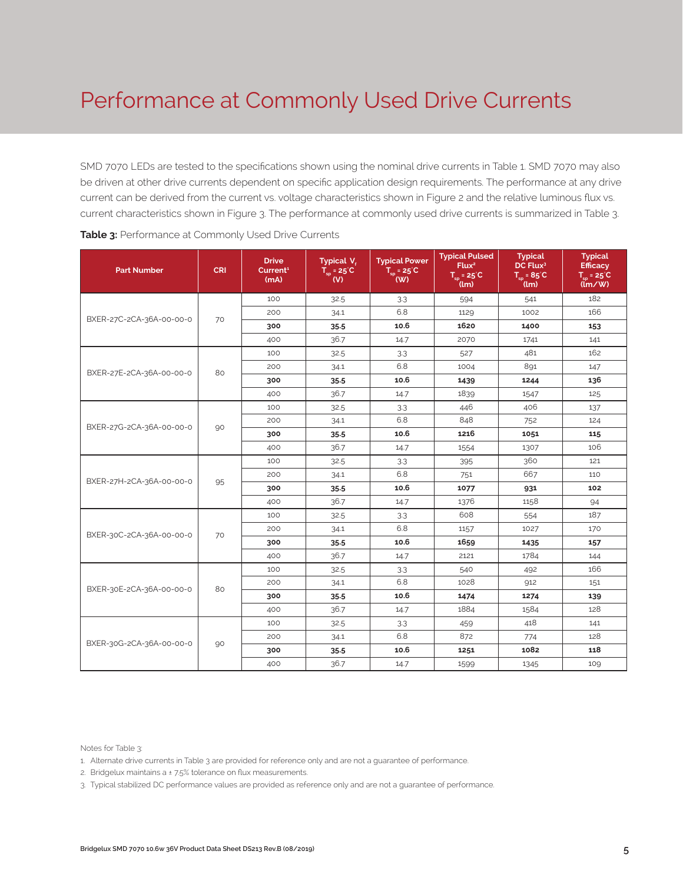# Performance at Commonly Used Drive Currents

SMD 7070 LEDs are tested to the specifications shown using the nominal drive currents in Table 1. SMD 7070 may also be driven at other drive currents dependent on specific application design requirements. The performance at any drive current can be derived from the current vs. voltage characteristics shown in Figure 2 and the relative luminous flux vs. current characteristics shown in Figure 3. The performance at commonly used drive currents is summarized in Table 3.

**Table 3:** Performance at Commonly Used Drive Currents

| Part Number | CRI | Drive Current[1] (mA) | Typical $V_f$ $T_{sp}$ = 25°C (V) | Typical Power $T_{sp}$ = 25°C (W) | Typical Pulsed Flux[2] $T_{sp}$ = 25°C (lm) | Typical DC Flux[3] $T_{sp}$ = 85°C (lm) | Typical Efficacy $T_{sp}$ = 25°C (lm/W) |
|---|---|---|---|---|---|---|---|
| BXER-27C-2CA-36A-00-00-0 | 70 | 100 | 32.5 | 3.3 | 594 | 541 | 182 |
| | | 200 | 34.1 | 6.8 | 1129 | 1002 | 166 |
| | | **300** | **35.5** | **10.6** | **1620** | **1400** | **153** |
| | | 400 | 36.7 | 14.7 | 2070 | 1741 | 141 |
| BXER-27E-2CA-36A-00-00-0 | 80 | 100 | 32.5 | 3.3 | 527 | 481 | 162 |
| | | 200 | 34.1 | 6.8 | 1004 | 891 | 147 |
| | | **300** | **35.5** | **10.6** | **1439** | **1244** | **136** |
| | | 400 | 36.7 | 14.7 | 1839 | 1547 | 125 |
| BXER-27G-2CA-36A-00-00-0 | 90 | 100 | 32.5 | 3.3 | 446 | 406 | 137 |
| | | 200 | 34.1 | 6.8 | 848 | 752 | 124 |
| | | **300** | **35.5** | **10.6** | **1216** | **1051** | **115** |
| | | 400 | 36.7 | 14.7 | 1554 | 1307 | 106 |
| BXER-27H-2CA-36A-00-00-0 | 95 | 100 | 32.5 | 3.3 | 395 | 360 | 121 |
| | | 200 | 34.1 | 6.8 | 751 | 667 | 110 |
| | | **300** | **35.5** | **10.6** | **1077** | **931** | **102** |
| | | 400 | 36.7 | 14.7 | 1376 | 1158 | 94 |
| BXER-30C-2CA-36A-00-00-0 | 70 | 100 | 32.5 | 3.3 | 608 | 554 | 187 |
| | | 200 | 34.1 | 6.8 | 1157 | 1027 | 170 |
| | | **300** | **35.5** | **10.6** | **1659** | **1435** | **157** |
| | | 400 | 36.7 | 14.7 | 2121 | 1784 | 144 |
| BXER-30E-2CA-36A-00-00-0 | 80 | 100 | 32.5 | 3.3 | 540 | 492 | 166 |
| | | 200 | 34.1 | 6.8 | 1028 | 912 | 151 |
| | | **300** | **35.5** | **10.6** | **1474** | **1274** | **139** |
| | | 400 | 36.7 | 14.7 | 1884 | 1584 | 128 |
| BXER-30G-2CA-36A-00-00-0 | 90 | 100 | 32.5 | 3.3 | 459 | 418 | 141 |
| | | 200 | 34.1 | 6.8 | 872 | 774 | 128 |
| | | **300** | **35.5** | **10.6** | **1251** | **1082** | **118** |
| | | 400 | 36.7 | 14.7 | 1599 | 1345 | 109 |

Notes for Table 3:

1. Alternate drive currents in Table 3 are provided for reference only and are not a guarantee of performance.
2. Bridgelux maintains a ± 7.5% tolerance on flux measurements.
3. Typical stabilized DC performance values are provided as reference only and are not a guarantee of performance.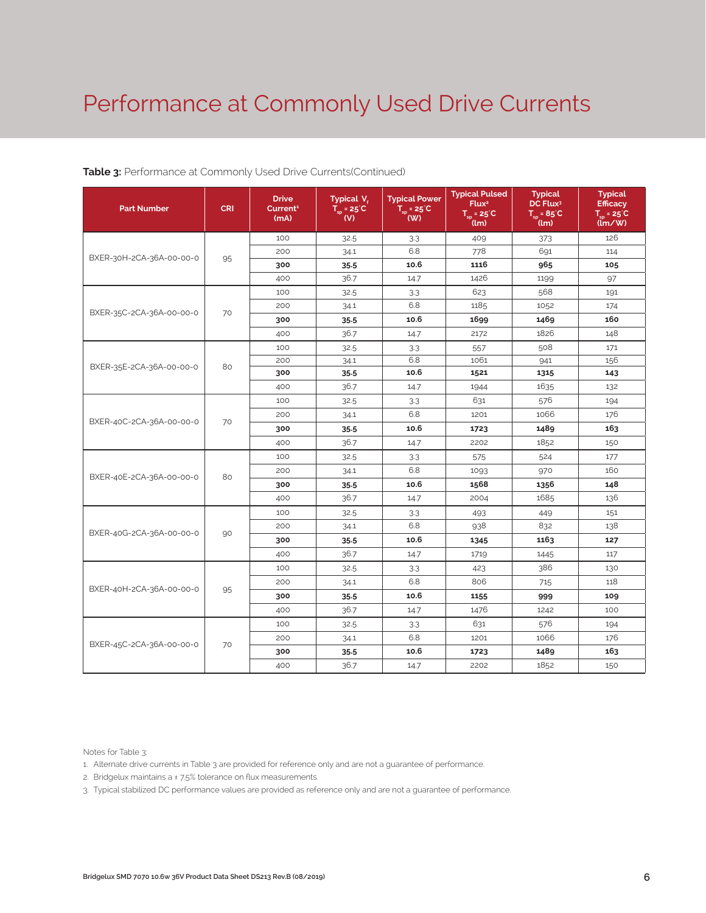# Performance at Commonly Used Drive Currents

**Table 3:** Performance at Commonly Used Drive Currents(Continued)

| Part Number | CRI | Drive Current[1] (mA) | Typical $V_f$ $T_{sp}$ = 25°C (V) | Typical Power $T_{sp}$ = 25°C (W) | Typical Pulsed Flux[2] $T_{sp}$ = 25°C (lm) | Typical DC Flux[3] $T_{sp}$ = 85°C (lm) | Typical Efficacy $T_{sp}$ = 25°C (lm/W) |
|---|---|---|---|---|---|---|---|
| BXER-30H-2CA-36A-00-00-0 | 95 | 100 | 32.5 | 3.3 | 409 | 373 | 126 |
| | | 200 | 34.1 | 6.8 | 778 | 691 | 114 |
| | | **300** | **35.5** | **10.6** | **1116** | **965** | **105** |
| | | 400 | 36.7 | 14.7 | 1426 | 1199 | 97 |
| BXER-35C-2CA-36A-00-00-0 | 70 | 100 | 32.5 | 3.3 | 623 | 568 | 191 |
| | | 200 | 34.1 | 6.8 | 1185 | 1052 | 174 |
| | | **300** | **35.5** | **10.6** | **1699** | **1469** | **160** |
| | | 400 | 36.7 | 14.7 | 2172 | 1826 | 148 |
| BXER-35E-2CA-36A-00-00-0 | 80 | 100 | 32.5 | 3.3 | 557 | 508 | 171 |
| | | 200 | 34.1 | 6.8 | 1061 | 941 | 156 |
| | | **300** | **35.5** | **10.6** | **1521** | **1315** | **143** |
| | | 400 | 36.7 | 14.7 | 1944 | 1635 | 132 |
| BXER-40C-2CA-36A-00-00-0 | 70 | 100 | 32.5 | 3.3 | 631 | 576 | 194 |
| | | 200 | 34.1 | 6.8 | 1201 | 1066 | 176 |
| | | **300** | **35.5** | **10.6** | **1723** | **1489** | **163** |
| | | 400 | 36.7 | 14.7 | 2202 | 1852 | 150 |
| BXER-40E-2CA-36A-00-00-0 | 80 | 100 | 32.5 | 3.3 | 575 | 524 | 177 |
| | | 200 | 34.1 | 6.8 | 1093 | 970 | 160 |
| | | **300** | **35.5** | **10.6** | **1568** | **1356** | **148** |
| | | 400 | 36.7 | 14.7 | 2004 | 1685 | 136 |
| BXER-40G-2CA-36A-00-00-0 | 90 | 100 | 32.5 | 3.3 | 493 | 449 | 151 |
| | | 200 | 34.1 | 6.8 | 938 | 832 | 138 |
| | | **300** | **35.5** | **10.6** | **1345** | **1163** | **127** |
| | | 400 | 36.7 | 14.7 | 1719 | 1445 | 117 |
| BXER-40H-2CA-36A-00-00-0 | 95 | 100 | 32.5 | 3.3 | 423 | 386 | 130 |
| | | 200 | 34.1 | 6.8 | 806 | 715 | 118 |
| | | **300** | **35.5** | **10.6** | **1155** | **999** | **109** |
| | | 400 | 36.7 | 14.7 | 1476 | 1242 | 100 |
| BXER-45C-2CA-36A-00-00-0 | 70 | 100 | 32.5 | 3.3 | 631 | 576 | 194 |
| | | 200 | 34.1 | 6.8 | 1201 | 1066 | 176 |
| | | **300** | **35.5** | **10.6** | **1723** | **1489** | **163** |
| | | 400 | 36.7 | 14.7 | 2202 | 1852 | 150 |

Notes for Table 3:

1. Alternate drive currents in Table 3 are provided for reference only and are not a guarantee of performance.
2. Bridgelux maintains a ± 7.5% tolerance on flux measurements.
3. Typical stabilized DC performance values are provided as reference only and are not a guarantee of performance.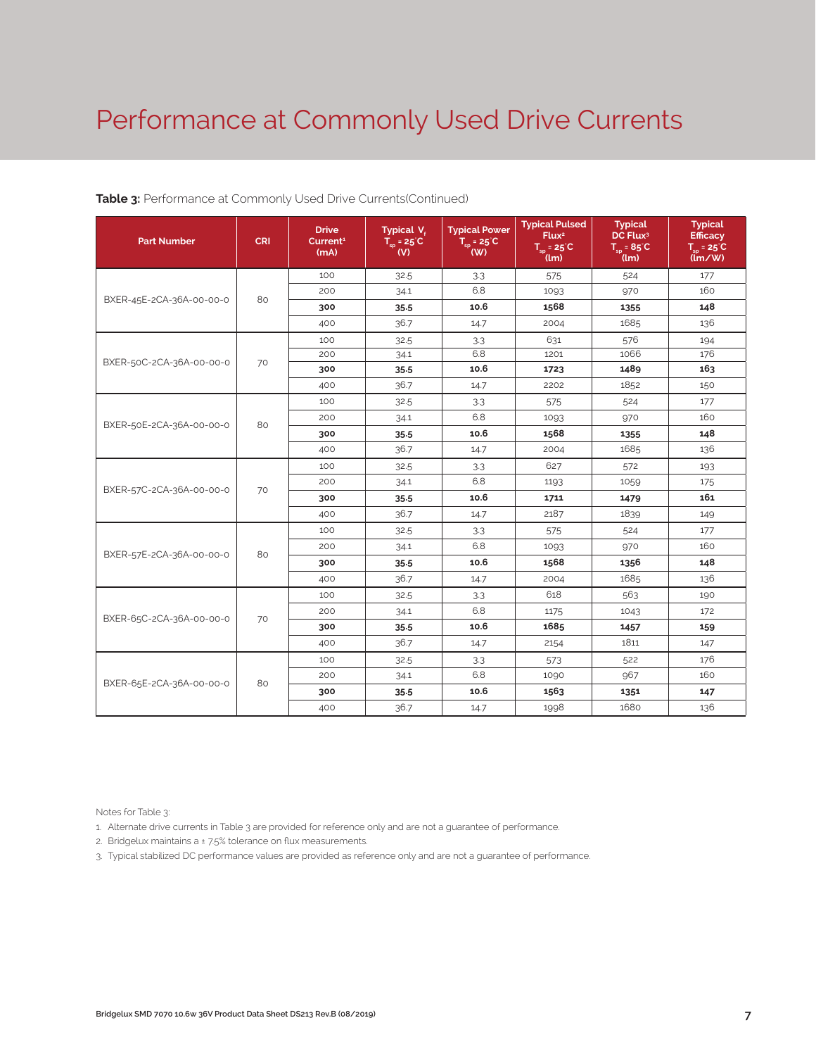# Performance at Commonly Used Drive Currents

**Table 3:** Performance at Commonly Used Drive Currents(Continued)

| Part Number | CRI | Drive Current[1] (mA) | Typical $V_f$ $T_{sp}$ = 25°C (V) | Typical Power $T_{sp}$ = 25°C (W) | Typical Pulsed Flux[2] $T_{sp}$ = 25°C (lm) | Typical DC Flux[3] $T_{sp}$ = 85°C (lm) | Typical Efficacy $T_{sp}$ = 25°C (lm/W) |
|---|---|---|---|---|---|---|---|
| BXER-45E-2CA-36A-00-00-0 | 80 | 100 | 32.5 | 3.3 | 575 | 524 | 177 |
| | | 200 | 34.1 | 6.8 | 1093 | 970 | 160 |
| | | **300** | **35.5** | **10.6** | **1568** | **1355** | **148** |
| | | 400 | 36.7 | 14.7 | 2004 | 1685 | 136 |
| BXER-50C-2CA-36A-00-00-0 | 70 | 100 | 32.5 | 3.3 | 631 | 576 | 194 |
| | | 200 | 34.1 | 6.8 | 1201 | 1066 | 176 |
| | | **300** | **35.5** | **10.6** | **1723** | **1489** | **163** |
| | | 400 | 36.7 | 14.7 | 2202 | 1852 | 150 |
| BXER-50E-2CA-36A-00-00-0 | 80 | 100 | 32.5 | 3.3 | 575 | 524 | 177 |
| | | 200 | 34.1 | 6.8 | 1093 | 970 | 160 |
| | | **300** | **35.5** | **10.6** | **1568** | **1355** | **148** |
| | | 400 | 36.7 | 14.7 | 2004 | 1685 | 136 |
| BXER-57C-2CA-36A-00-00-0 | 70 | 100 | 32.5 | 3.3 | 627 | 572 | 193 |
| | | 200 | 34.1 | 6.8 | 1193 | 1059 | 175 |
| | | **300** | **35.5** | **10.6** | **1711** | **1479** | **161** |
| | | 400 | 36.7 | 14.7 | 2187 | 1839 | 149 |
| BXER-57E-2CA-36A-00-00-0 | 80 | 100 | 32.5 | 3.3 | 575 | 524 | 177 |
| | | 200 | 34.1 | 6.8 | 1093 | 970 | 160 |
| | | **300** | **35.5** | **10.6** | **1568** | **1356** | **148** |
| | | 400 | 36.7 | 14.7 | 2004 | 1685 | 136 |
| BXER-65C-2CA-36A-00-00-0 | 70 | 100 | 32.5 | 3.3 | 618 | 563 | 190 |
| | | 200 | 34.1 | 6.8 | 1175 | 1043 | 172 |
| | | **300** | **35.5** | **10.6** | **1685** | **1457** | **159** |
| | | 400 | 36.7 | 14.7 | 2154 | 1811 | 147 |
| BXER-65E-2CA-36A-00-00-0 | 80 | 100 | 32.5 | 3.3 | 573 | 522 | 176 |
| | | 200 | 34.1 | 6.8 | 1090 | 967 | 160 |
| | | **300** | **35.5** | **10.6** | **1563** | **1351** | **147** |
| | | 400 | 36.7 | 14.7 | 1998 | 1680 | 136 |

Notes for Table 3:

1. Alternate drive currents in Table 3 are provided for reference only and are not a guarantee of performance.
2. Bridgelux maintains a ± 7.5% tolerance on flux measurements.
3. Typical stabilized DC performance values are provided as reference only and are not a guarantee of performance.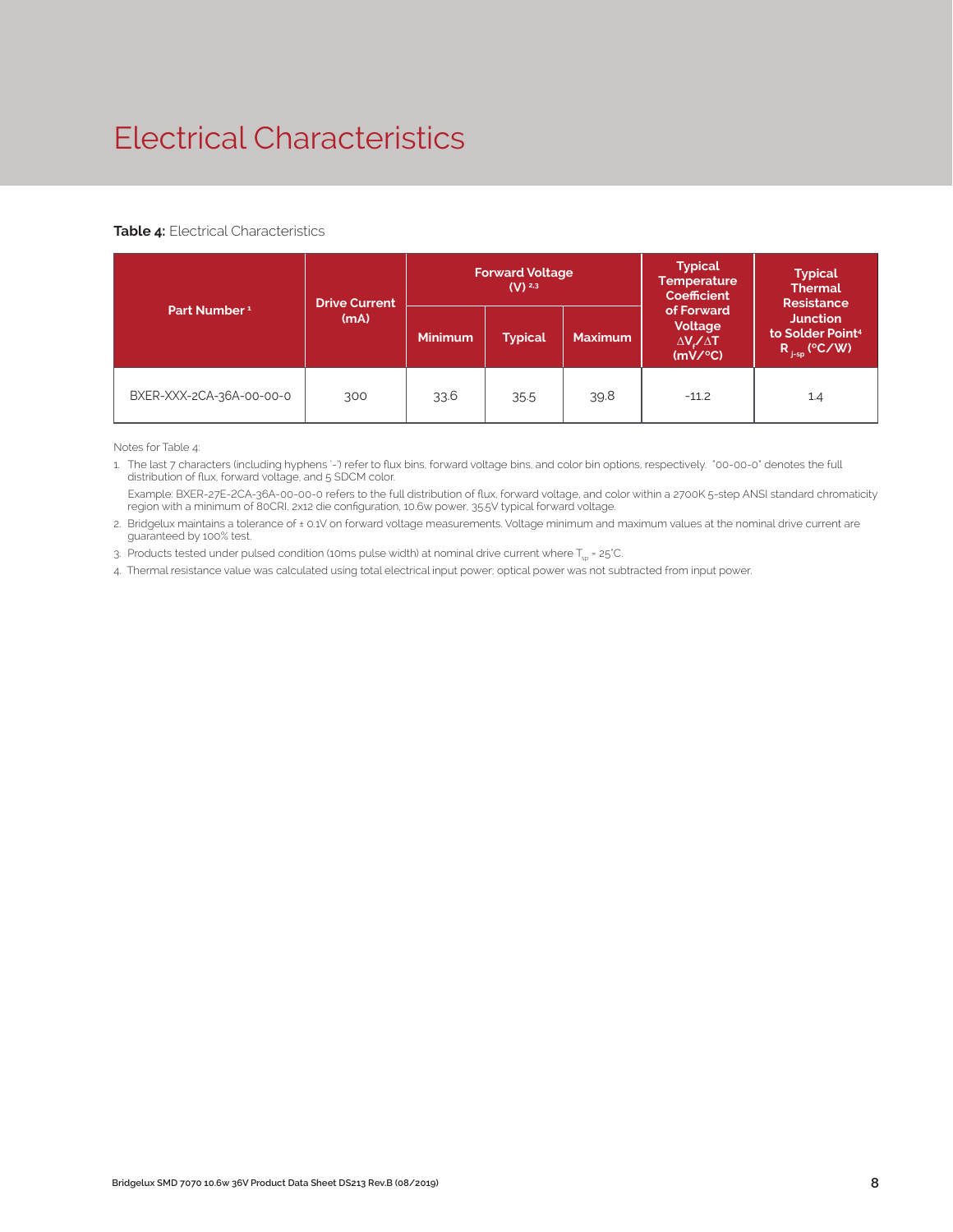# Electrical Characteristics

**Table 4:** Electrical Characteristics

| Part Number [1] | Drive Current (mA) | Forward Voltage (V) [2,3] | | | Typical Temperature Coefficient of Forward Voltage $\Delta V_f / \Delta T$ (mV/°C) | Typical Thermal Resistance Junction to Solder Point[4] $R_{j\text{-}sp}$ (°C/W) |
|---|---|---|---|---|---|---|
| | | Minimum | Typical | Maximum | | |
| BXER-XXX-2CA-36A-00-00-0 | 300 | 33.6 | 35.5 | 39.8 | -11.2 | 1.4 |

Notes for Table 4:

1. The last 7 characters (including hyphens '-') refer to flux bins, forward voltage bins, and color bin options, respectively. "00-00-0" denotes the full distribution of flux, forward voltage, and 5 SDCM color.

   Example: BXER-27E-2CA-36A-00-00-0 refers to the full distribution of flux, forward voltage, and color within a 2700K 5-step ANSI standard chromaticity region with a minimum of 80CRI, 2x12 die configuration, 10.6w power, 35.5V typical forward voltage.
2. Bridgelux maintains a tolerance of ± 0.1V on forward voltage measurements. Voltage minimum and maximum values at the nominal drive current are guaranteed by 100% test.
3. Products tested under pulsed condition (10ms pulse width) at nominal drive current where $T_{sp}$ = 25°C.
4. Thermal resistance value was calculated using total electrical input power; optical power was not subtracted from input power.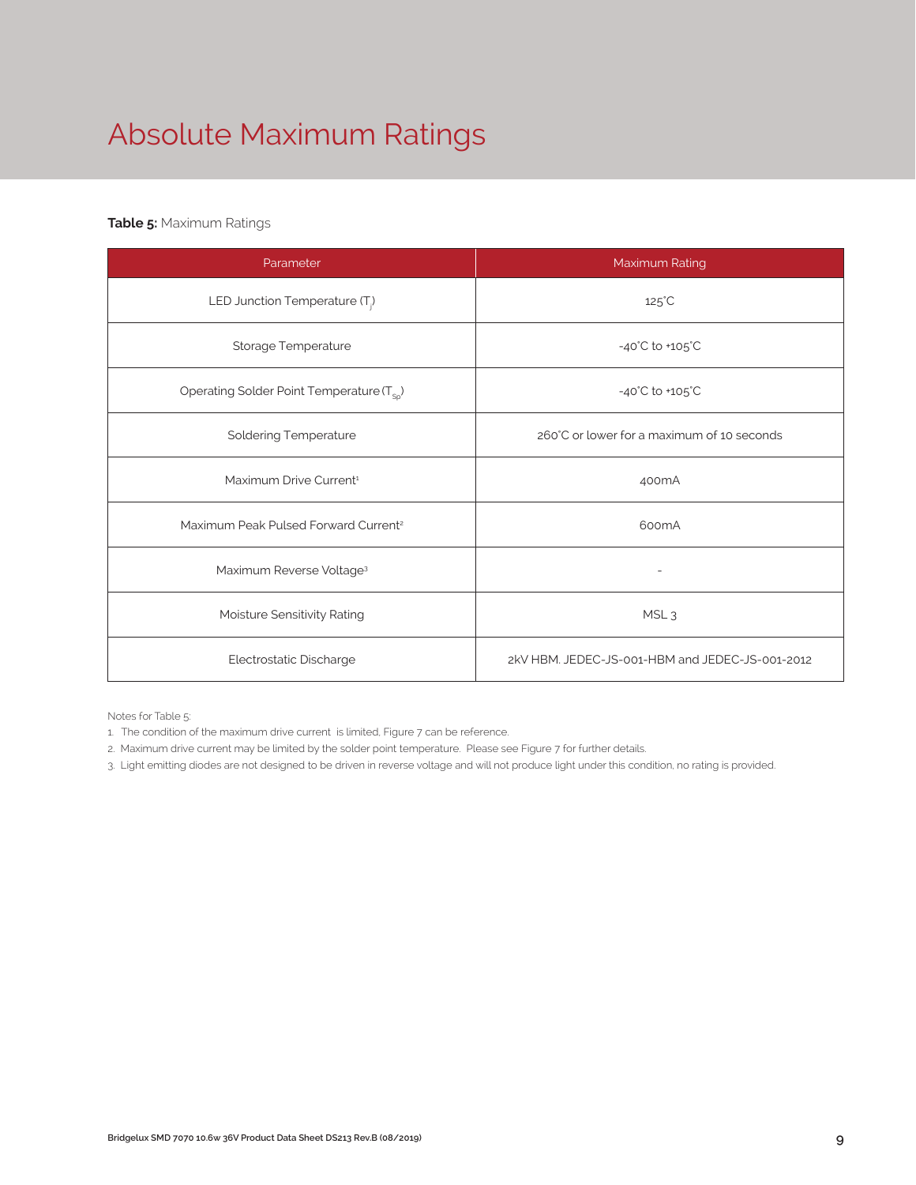# Absolute Maximum Ratings

**Table 5:** Maximum Ratings

| Parameter | Maximum Rating |
|---|---|
| LED Junction Temperature ($T_j$) | 125°C |
| Storage Temperature | -40°C to +105°C |
| Operating Solder Point Temperature ($T_{Sp}$) | -40°C to +105°C |
| Soldering Temperature | 260°C or lower for a maximum of 10 seconds |
| Maximum Drive Current[1] | 400mA |
| Maximum Peak Pulsed Forward Current[2] | 600mA |
| Maximum Reverse Voltage[3] | - |
| Moisture Sensitivity Rating | MSL 3 |
| Electrostatic Discharge | 2kV HBM. JEDEC-JS-001-HBM and JEDEC-JS-001-2012 |

Notes for Table 5:

1. The condition of the maximum drive current is limited, Figure 7 can be reference.
2. Maximum drive current may be limited by the solder point temperature. Please see Figure 7 for further details.
3. Light emitting diodes are not designed to be driven in reverse voltage and will not produce light under this condition, no rating is provided.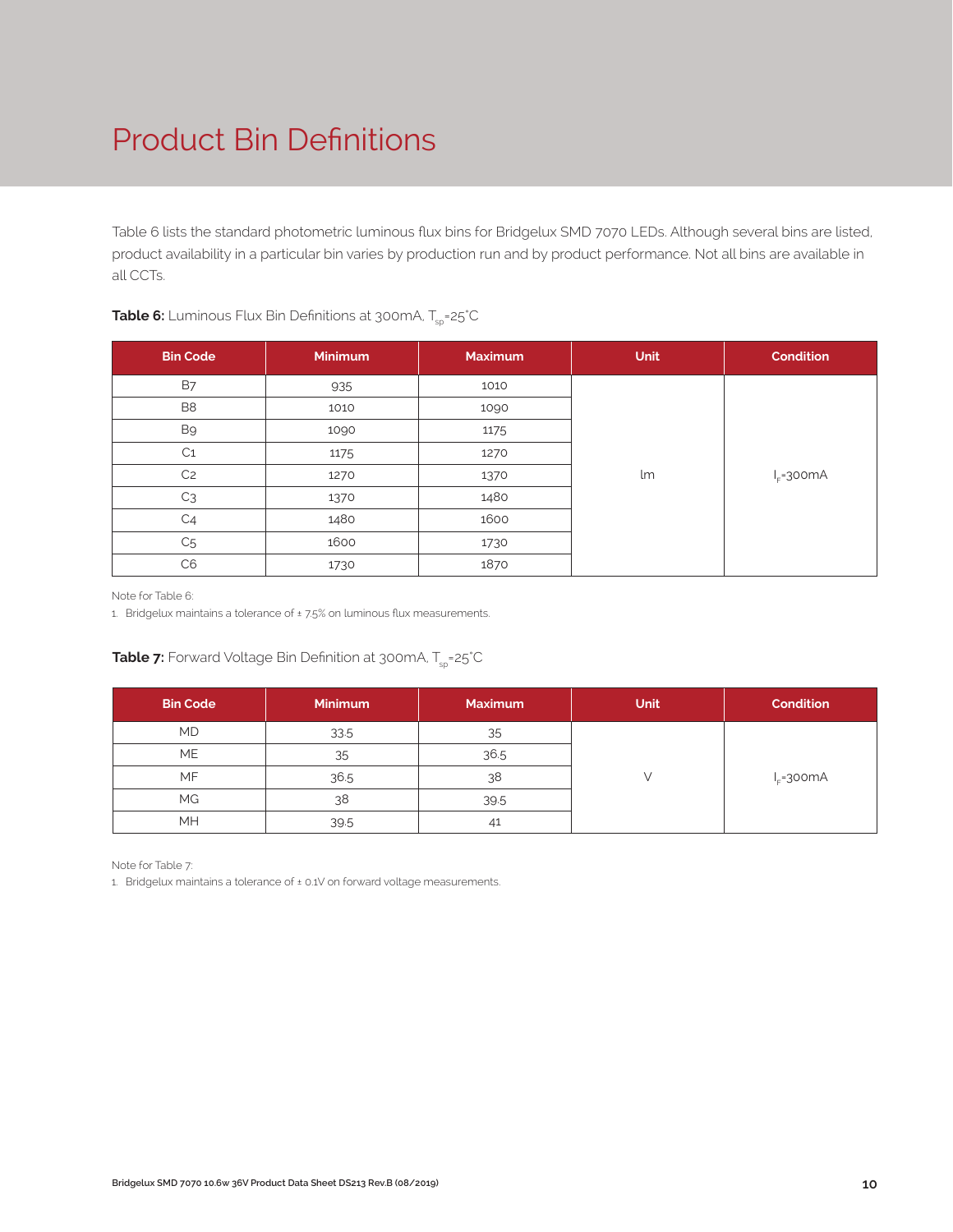# Product Bin Definitions

Table 6 lists the standard photometric luminous flux bins for Bridgelux SMD 7070 LEDs. Although several bins are listed, product availability in a particular bin varies by production run and by product performance. Not all bins are available in all CCTs.

**Table 6:** Luminous Flux Bin Definitions at 300mA, $T_{sp}$=25°C

| Bin Code | Minimum | Maximum | Unit | Condition |
|---|---|---|---|---|
| B7 | 935 | 1010 | lm | $I_F$=300mA |
| B8 | 1010 | 1090 | | |
| B9 | 1090 | 1175 | | |
| C1 | 1175 | 1270 | | |
| C2 | 1270 | 1370 | | |
| C3 | 1370 | 1480 | | |
| C4 | 1480 | 1600 | | |
| C5 | 1600 | 1730 | | |
| C6 | 1730 | 1870 | | |

Note for Table 6:

1. Bridgelux maintains a tolerance of ± 7.5% on luminous flux measurements.

**Table 7:** Forward Voltage Bin Definition at 300mA, $T_{sp}$=25°C

| Bin Code | Minimum | Maximum | Unit | Condition |
|---|---|---|---|---|
| MD | 33.5 | 35 | V | $I_F$=300mA |
| ME | 35 | 36.5 | | |
| MF | 36.5 | 38 | | |
| MG | 38 | 39.5 | | |
| MH | 39.5 | 41 | | |

Note for Table 7:

1. Bridgelux maintains a tolerance of ± 0.1V on forward voltage measurements.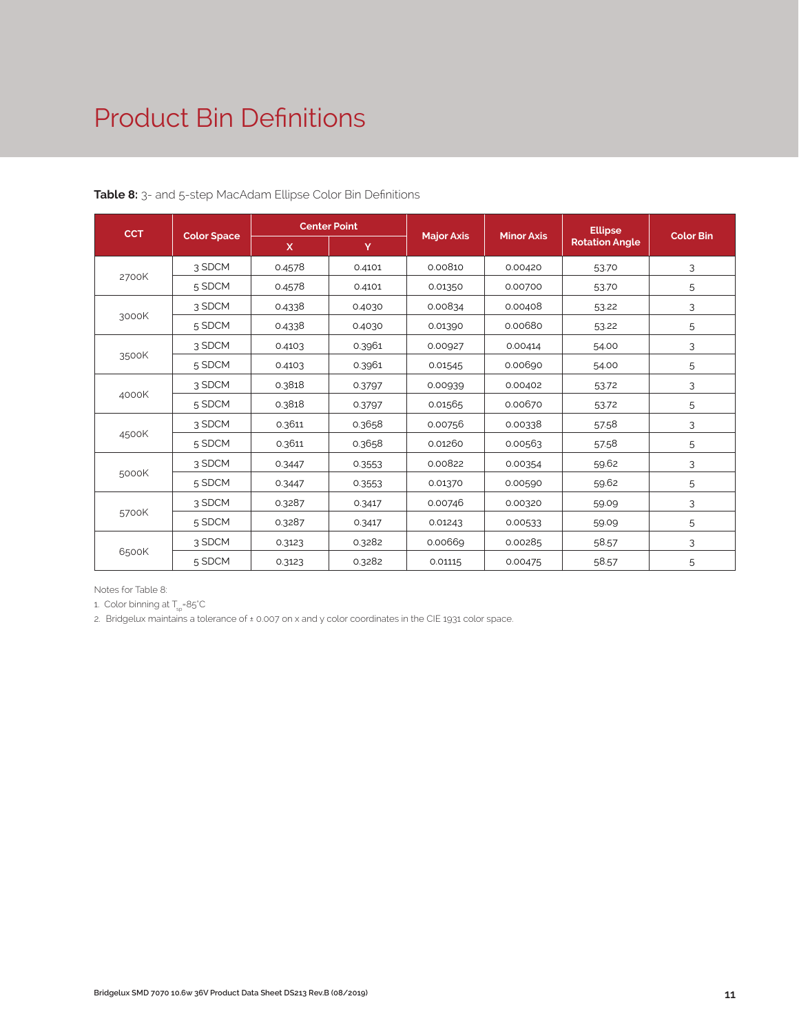# Product Bin Definitions

**Table 8:** 3- and 5-step MacAdam Ellipse Color Bin Definitions

| CCT | Color Space | Center Point | | Major Axis | Minor Axis | Ellipse Rotation Angle | Color Bin |
|---|---|---|---|---|---|---|---|
| | | X | Y | | | | |
| 2700K | 3 SDCM | 0.4578 | 0.4101 | 0.00810 | 0.00420 | 53.70 | 3 |
| | 5 SDCM | 0.4578 | 0.4101 | 0.01350 | 0.00700 | 53.70 | 5 |
| 3000K | 3 SDCM | 0.4338 | 0.4030 | 0.00834 | 0.00408 | 53.22 | 3 |
| | 5 SDCM | 0.4338 | 0.4030 | 0.01390 | 0.00680 | 53.22 | 5 |
| 3500K | 3 SDCM | 0.4103 | 0.3961 | 0.00927 | 0.00414 | 54.00 | 3 |
| | 5 SDCM | 0.4103 | 0.3961 | 0.01545 | 0.00690 | 54.00 | 5 |
| 4000K | 3 SDCM | 0.3818 | 0.3797 | 0.00939 | 0.00402 | 53.72 | 3 |
| | 5 SDCM | 0.3818 | 0.3797 | 0.01565 | 0.00670 | 53.72 | 5 |
| 4500K | 3 SDCM | 0.3611 | 0.3658 | 0.00756 | 0.00338 | 57.58 | 3 |
| | 5 SDCM | 0.3611 | 0.3658 | 0.01260 | 0.00563 | 57.58 | 5 |
| 5000K | 3 SDCM | 0.3447 | 0.3553 | 0.00822 | 0.00354 | 59.62 | 3 |
| | 5 SDCM | 0.3447 | 0.3553 | 0.01370 | 0.00590 | 59.62 | 5 |
| 5700K | 3 SDCM | 0.3287 | 0.3417 | 0.00746 | 0.00320 | 59.09 | 3 |
| | 5 SDCM | 0.3287 | 0.3417 | 0.01243 | 0.00533 | 59.09 | 5 |
| 6500K | 3 SDCM | 0.3123 | 0.3282 | 0.00669 | 0.00285 | 58.57 | 3 |
| | 5 SDCM | 0.3123 | 0.3282 | 0.01115 | 0.00475 | 58.57 | 5 |

Notes for Table 8:

1. Color binning at $T_{sp}$=85°C
2. Bridgelux maintains a tolerance of ± 0.007 on x and y color coordinates in the CIE 1931 color space.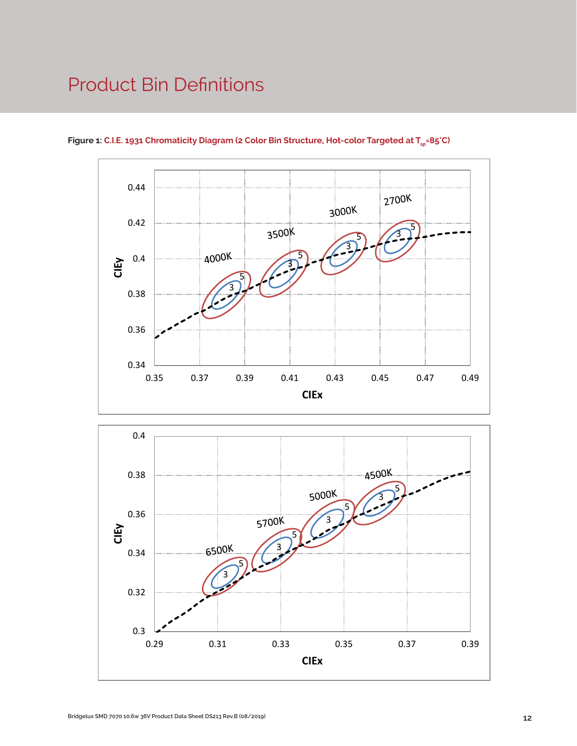# Product Bin Definitions

**Figure 1: C.I.E. 1931 Chromaticity Diagram (2 Color Bin Structure, Hot-color Targeted at $T_{sp}$=85°C)**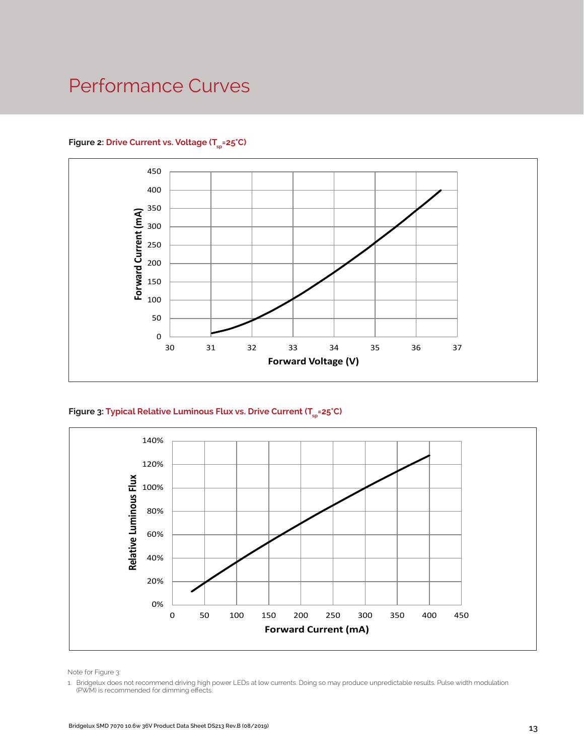# Performance Curves

**Figure 2:** Drive Current vs. Voltage ($T_{sp}$=25°C)

**Figure 3:** Typical Relative Luminous Flux vs. Drive Current ($T_{sp}$=25°C)

Note for Figure 3:

1. Bridgelux does not recommend driving high power LEDs at low currents. Doing so may produce unpredictable results. Pulse width modulation (PWM) is recommended for dimming effects.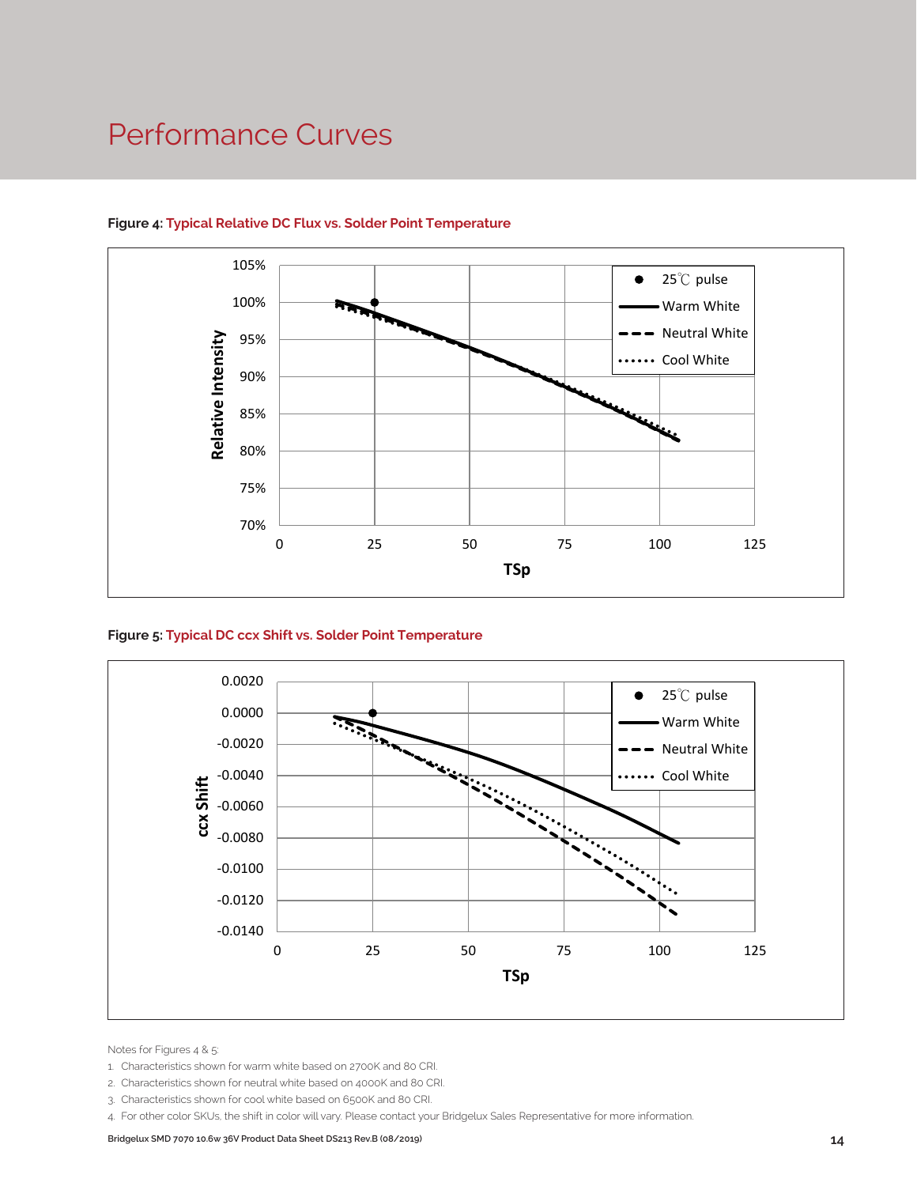# Performance Curves

**Figure 4: Typical Relative DC Flux vs. Solder Point Temperature**

**Figure 5: Typical DC ccx Shift vs. Solder Point Temperature**

Notes for Figures 4 & 5:

1. Characteristics shown for warm white based on 2700K and 80 CRI.
2. Characteristics shown for neutral white based on 4000K and 80 CRI.
3. Characteristics shown for cool white based on 6500K and 80 CRI.
4. For other color SKUs, the shift in color will vary. Please contact your Bridgelux Sales Representative for more information.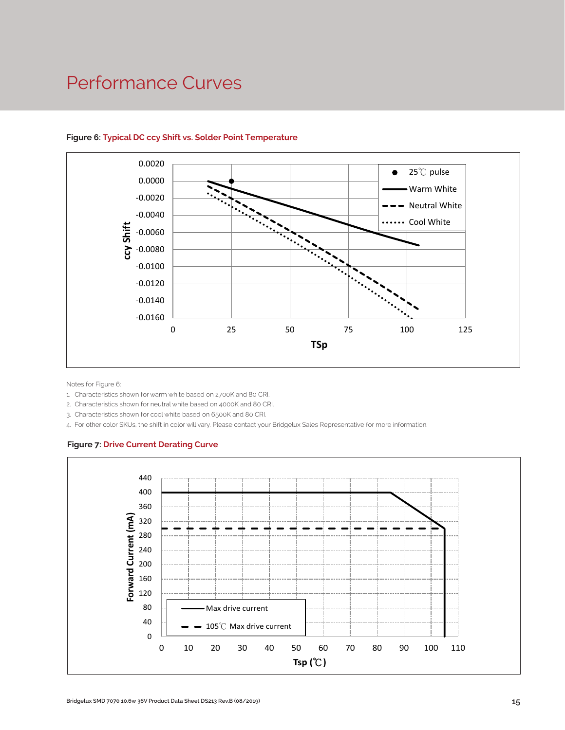# Performance Curves

**Figure 6:** Typical DC ccy Shift vs. Solder Point Temperature

Notes for Figure 6:

1. Characteristics shown for warm white based on 2700K and 80 CRI.
2. Characteristics shown for neutral white based on 4000K and 80 CRI.
3. Characteristics shown for cool white based on 6500K and 80 CRI.
4. For other color SKUs, the shift in color will vary. Please contact your Bridgelux Sales Representative for more information.

**Figure 7:** Drive Current Derating Curve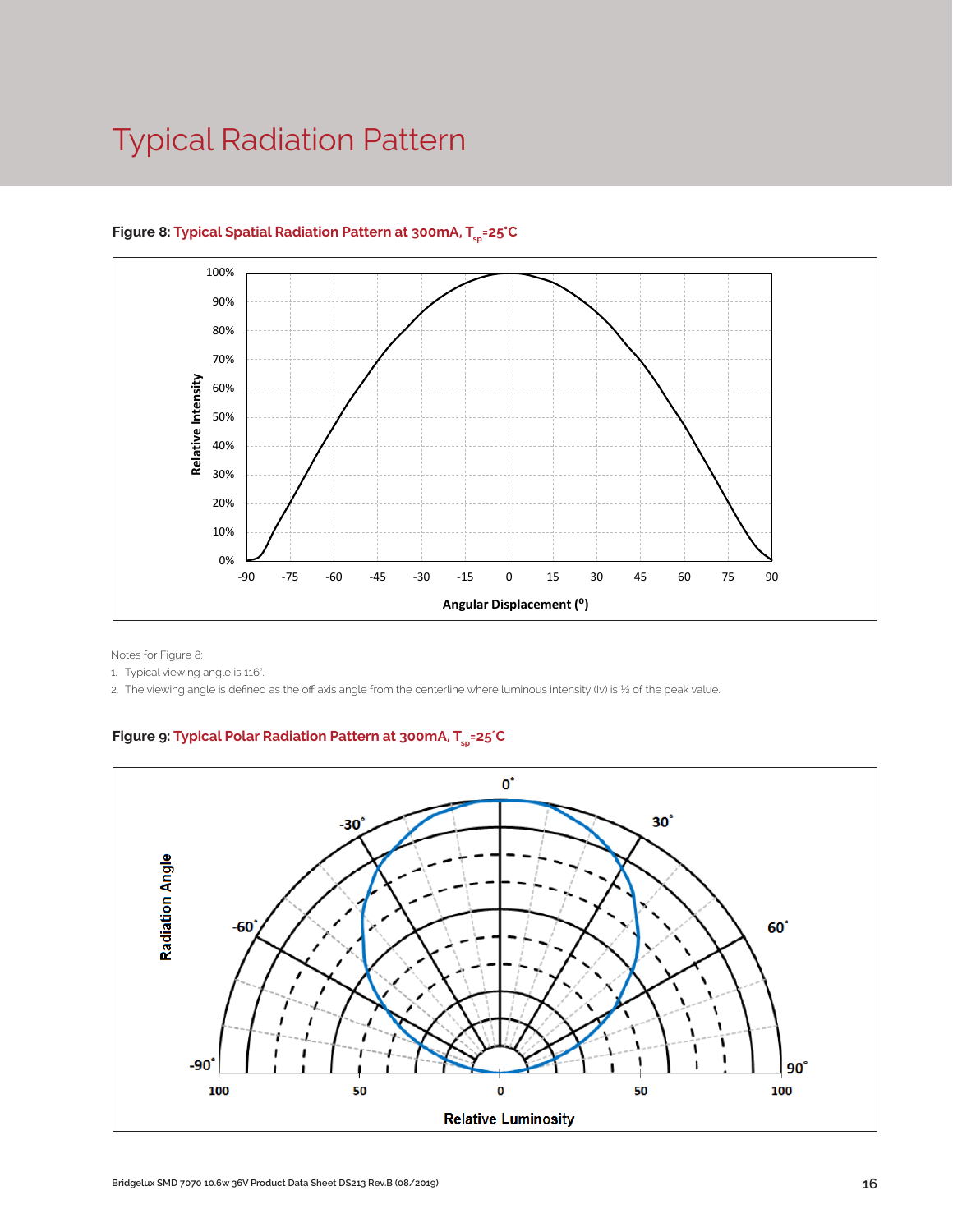# Typical Radiation Pattern

**Figure 8: Typical Spatial Radiation Pattern at 300mA, $T_{sp}$=25°C**

Notes for Figure 8:

1. Typical viewing angle is 116°.
2. The viewing angle is defined as the off axis angle from the centerline where luminous intensity (Iv) is ½ of the peak value.

**Figure 9: Typical Polar Radiation Pattern at 300mA, $T_{sp}$=25°C**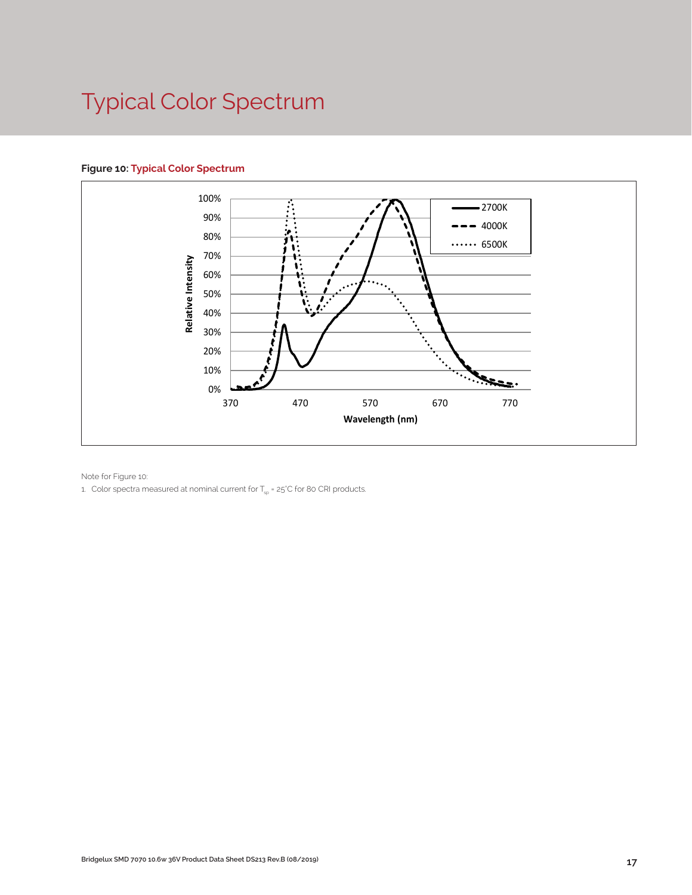# Typical Color Spectrum

**Figure 10: Typical Color Spectrum**

Note for Figure 10:

1. Color spectra measured at nominal current for $T_{sp}$ = 25°C for 80 CRI products.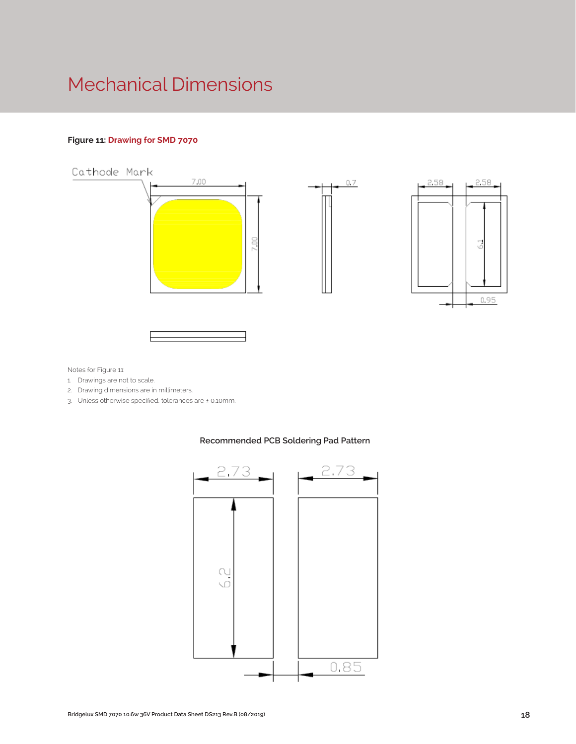# Mechanical Dimensions

**Figure 11: Drawing for SMD 7070**

Notes for Figure 11:

1. Drawings are not to scale.
2. Drawing dimensions are in millimeters.
3. Unless otherwise specified, tolerances are ± 0.10mm.

**Recommended PCB Soldering Pad Pattern**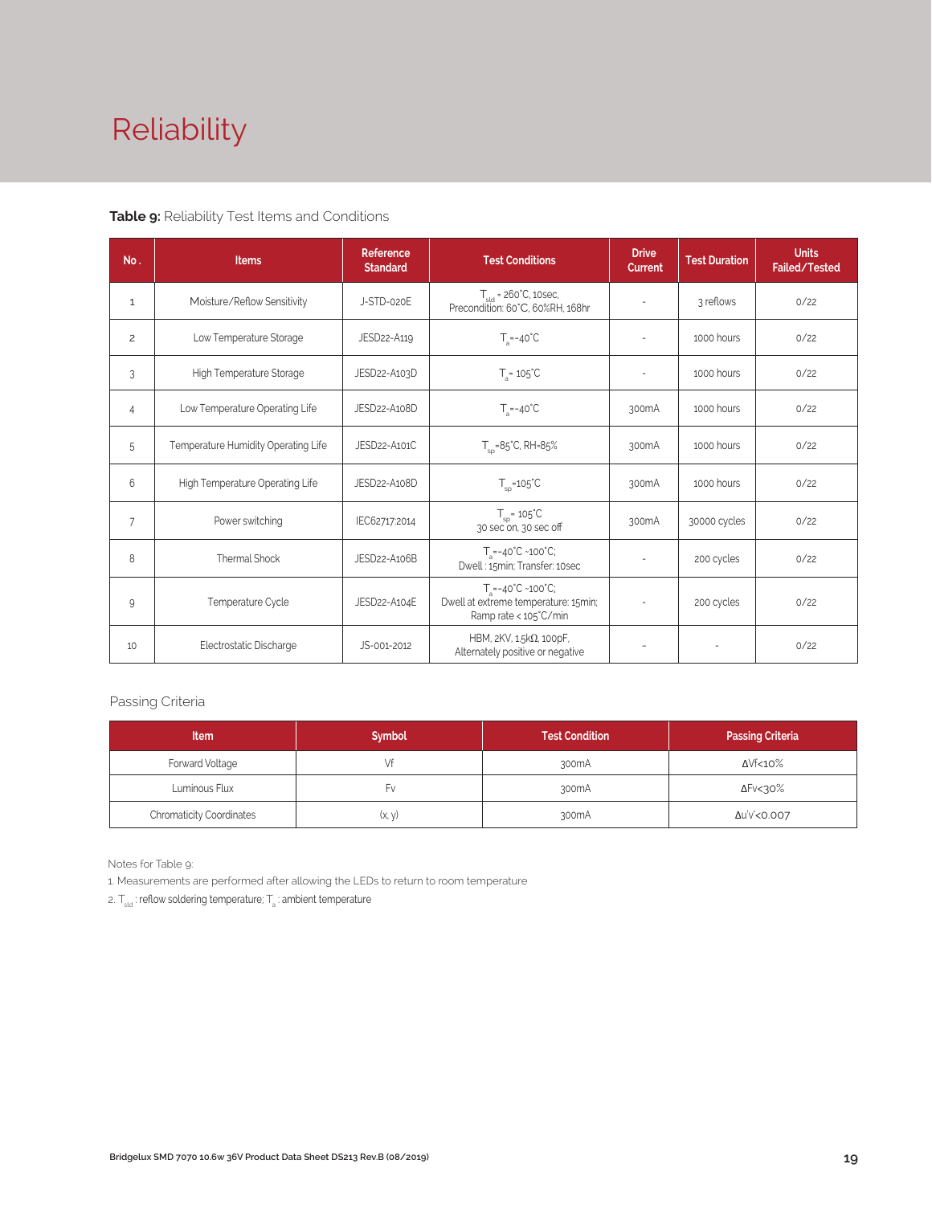# Reliability

**Table 9:** Reliability Test Items and Conditions

| No. | Items | Reference Standard | Test Conditions | Drive Current | Test Duration | Units Failed/Tested |
|---|---|---|---|---|---|---|
| 1 | Moisture/Reflow Sensitivity | J-STD-020E | $T_{sld}$ = 260°C, 10sec, Precondition: 60°C, 60%RH, 168hr | - | 3 reflows | 0/22 |
| 2 | Low Temperature Storage | JESD22-A119 | $T_a$=-40°C | - | 1000 hours | 0/22 |
| 3 | High Temperature Storage | JESD22-A103D | $T_a$= 105°C | - | 1000 hours | 0/22 |
| 4 | Low Temperature Operating Life | JESD22-A108D | $T_a$=-40°C | 300mA | 1000 hours | 0/22 |
| 5 | Temperature Humidity Operating Life | JESD22-A101C | $T_{sp}$=85°C, RH=85% | 300mA | 1000 hours | 0/22 |
| 6 | High Temperature Operating Life | JESD22-A108D | $T_{sp}$=105°C | 300mA | 1000 hours | 0/22 |
| 7 | Power switching | IEC62717:2014 | $T_{sp}$= 105°C 30 sec on, 30 sec off | 300mA | 30000 cycles | 0/22 |
| 8 | Thermal Shock | JESD22-A106B | $T_a$=-40°C ~100°C; Dwell : 15min; Transfer: 10sec | - | 200 cycles | 0/22 |
| 9 | Temperature Cycle | JESD22-A104E | $T_a$=-40°C ~100°C; Dwell at extreme temperature: 15min; Ramp rate < 105°C/min | - | 200 cycles | 0/22 |
| 10 | Electrostatic Discharge | JS-001-2012 | HBM, 2KV, 1.5kΩ, 100pF, Alternately positive or negative | - | - | 0/22 |

Passing Criteria

| Item | Symbol | Test Condition | Passing Criteria |
|---|---|---|---|
| Forward Voltage | Vf | 300mA | ΔVf<10% |
| Luminous Flux | Fv | 300mA | ΔFv<30% |
| Chromaticity Coordinates | (x, y) | 300mA | Δu'v'<0.007 |

Notes for Table 9:

1. Measurements are performed after allowing the LEDs to return to room temperature
2. $T_{sld}$ : reflow soldering temperature; $T_a$ : ambient temperature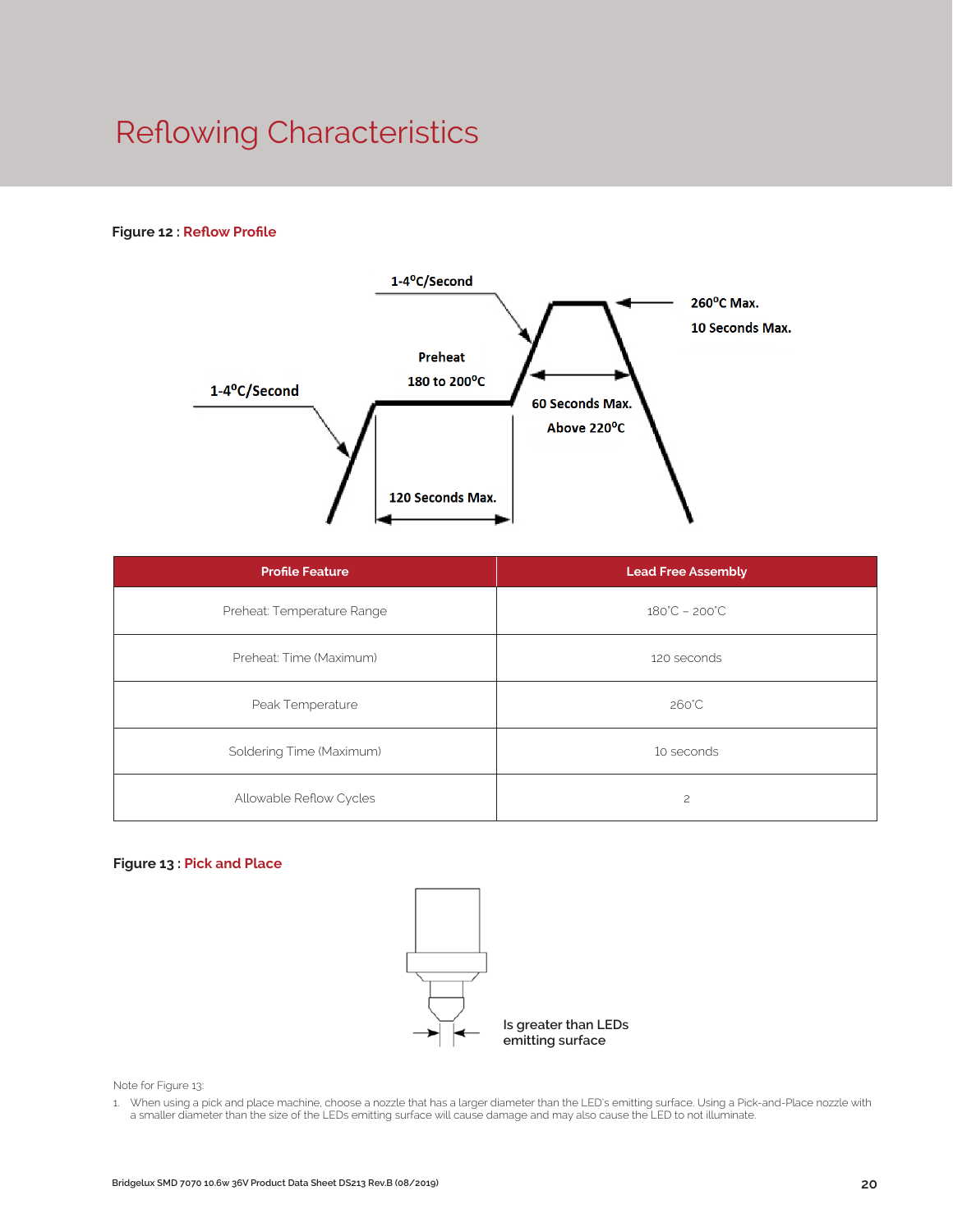# Reflowing Characteristics

**Figure 12 : Reflow Profile**

1-4°C/Second

Preheat

180 to 200°C

1-4°C/Second

260°C Max.

10 Seconds Max.

60 Seconds Max.

Above 220°C

120 Seconds Max.

| Profile Feature | Lead Free Assembly |
|---|---|
| Preheat: Temperature Range | 180°C – 200°C |
| Preheat: Time (Maximum) | 120 seconds |
| Peak Temperature | 260°C |
| Soldering Time (Maximum) | 10 seconds |
| Allowable Reflow Cycles | 2 |

**Figure 13 : Pick and Place**

Is greater than LEDs emitting surface

Note for Figure 13:

1. When using a pick and place machine, choose a nozzle that has a larger diameter than the LED's emitting surface. Using a Pick-and-Place nozzle with a smaller diameter than the size of the LEDs emitting surface will cause damage and may also cause the LED to not illuminate.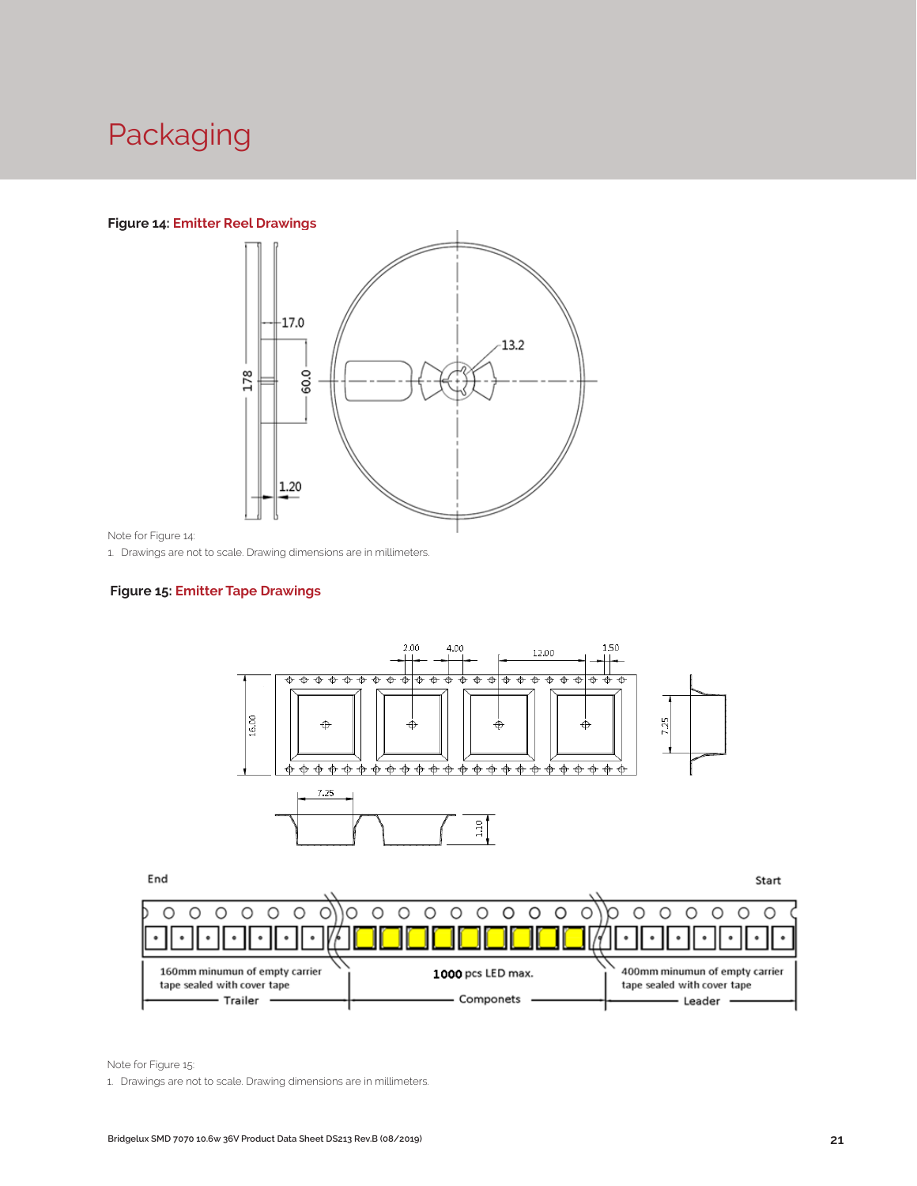# Packaging

**Figure 14: Emitter Reel Drawings**

Note for Figure 14:

1. Drawings are not to scale. Drawing dimensions are in millimeters.

**Figure 15: Emitter Tape Drawings**

Note for Figure 15:

1. Drawings are not to scale. Drawing dimensions are in millimeters.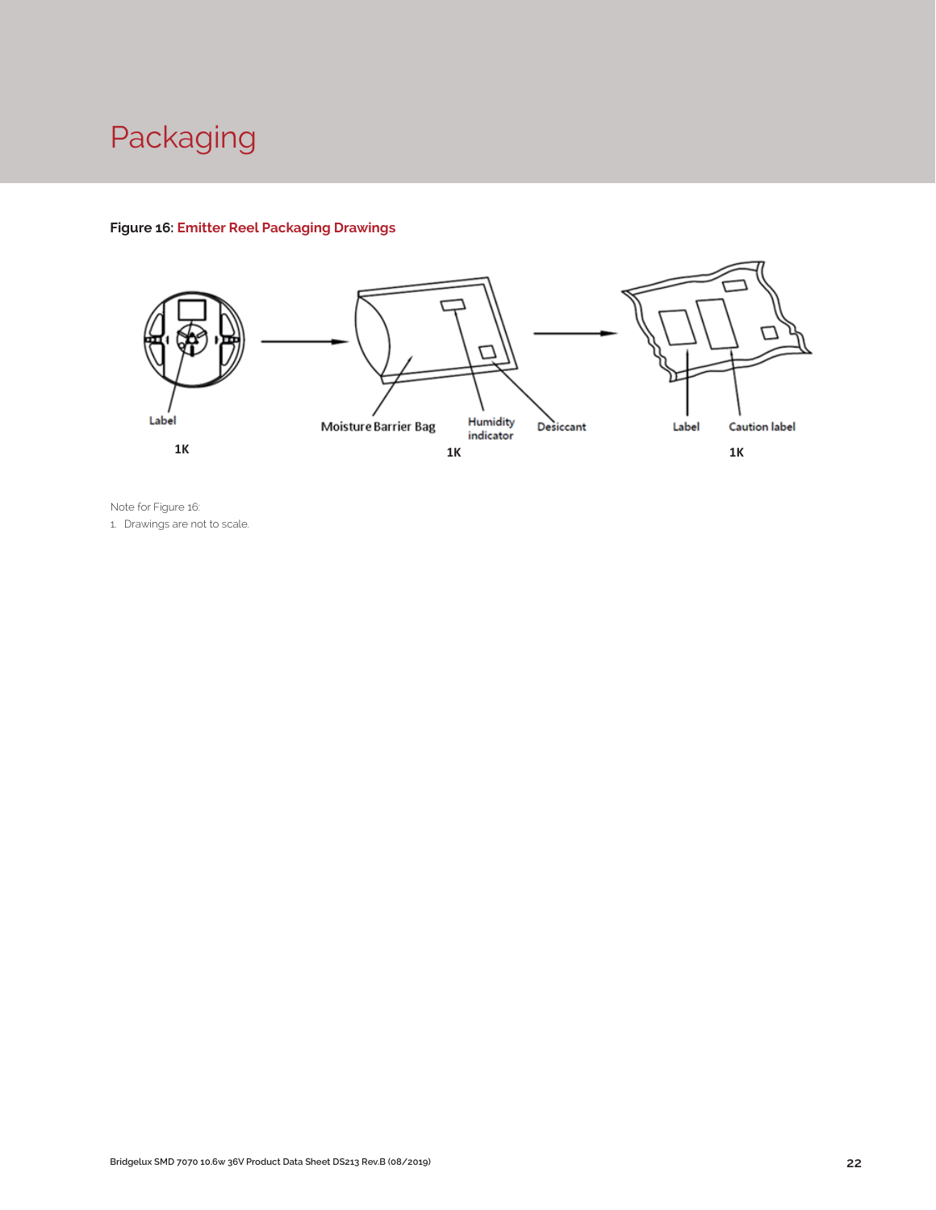# Packaging

**Figure 16: Emitter Reel Packaging Drawings**

Label

1K

Moisture Barrier Bag

Humidity indicator

Desiccant

1K

Label

Caution label

1K

Note for Figure 16:

1. Drawings are not to scale.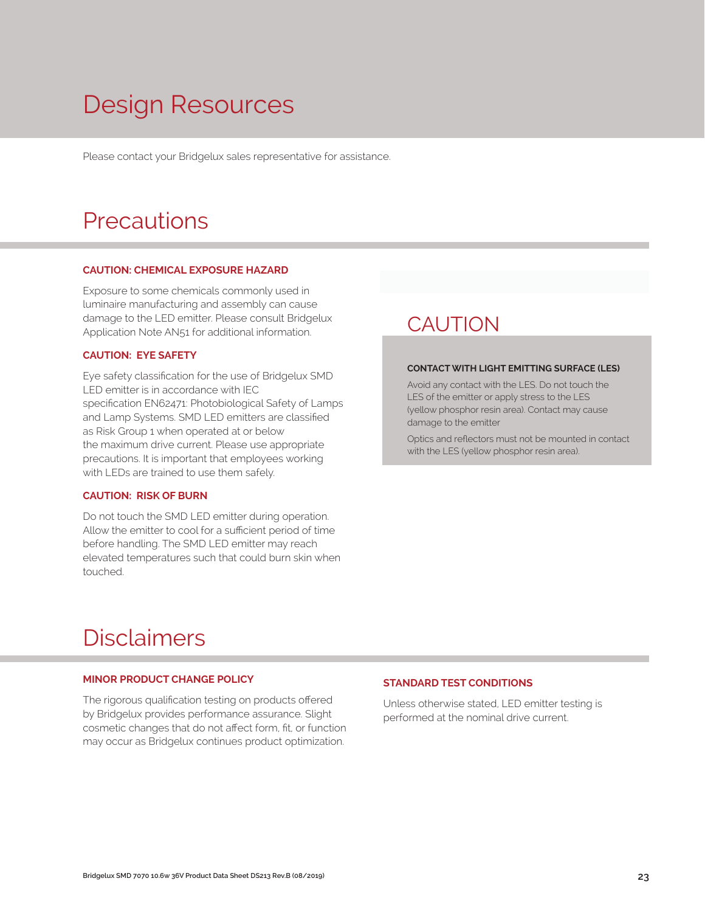# Design Resources

Please contact your Bridgelux sales representative for assistance.

# Precautions

### CAUTION: CHEMICAL EXPOSURE HAZARD

Exposure to some chemicals commonly used in luminaire manufacturing and assembly can cause damage to the LED emitter. Please consult Bridgelux Application Note AN51 for additional information.

### CAUTION: EYE SAFETY

Eye safety classification for the use of Bridgelux SMD LED emitter is in accordance with IEC specification EN62471: Photobiological Safety of Lamps and Lamp Systems. SMD LED emitters are classified as Risk Group 1 when operated at or below the maximum drive current. Please use appropriate precautions. It is important that employees working with LEDs are trained to use them safely.

### CAUTION: RISK OF BURN

Do not touch the SMD LED emitter during operation. Allow the emitter to cool for a sufficient period of time before handling. The SMD LED emitter may reach elevated temperatures such that could burn skin when touched.

## CAUTION

### CONTACT WITH LIGHT EMITTING SURFACE (LES)

Avoid any contact with the LES. Do not touch the LES of the emitter or apply stress to the LES (yellow phosphor resin area). Contact may cause damage to the emitter

Optics and reflectors must not be mounted in contact with the LES (yellow phosphor resin area).

# Disclaimers

### MINOR PRODUCT CHANGE POLICY

The rigorous qualification testing on products offered by Bridgelux provides performance assurance. Slight cosmetic changes that do not affect form, fit, or function may occur as Bridgelux continues product optimization.

### STANDARD TEST CONDITIONS

Unless otherwise stated, LED emitter testing is performed at the nominal drive current.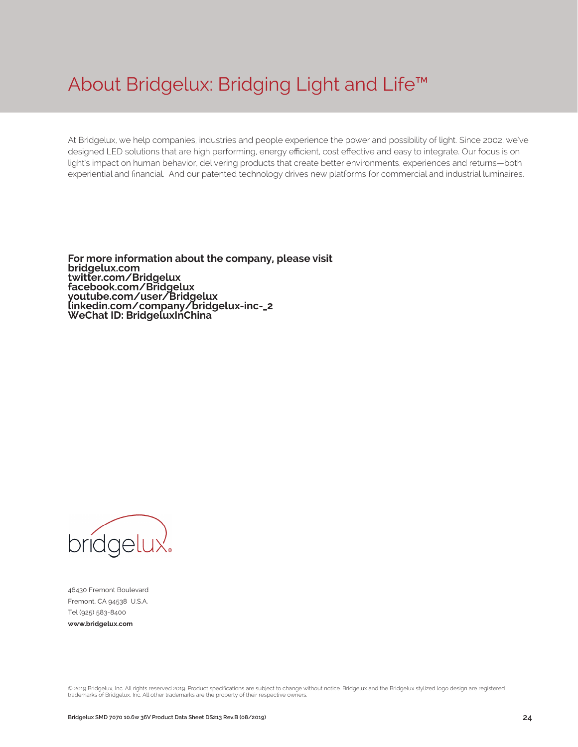# About Bridgelux: Bridging Light and Life™

At Bridgelux, we help companies, industries and people experience the power and possibility of light. Since 2002, we've designed LED solutions that are high performing, energy efficient, cost effective and easy to integrate. Our focus is on light's impact on human behavior, delivering products that create better environments, experiences and returns—both experiential and financial. And our patented technology drives new platforms for commercial and industrial luminaires.

**For more information about the company, please visit**
**bridgelux.com**
**twitter.com/Bridgelux**
**facebook.com/Bridgelux**
**youtube.com/user/Bridgelux**
**linkedin.com/company/bridgelux-inc-_2**
**WeChat ID: BridgeluxInChina**

46430 Fremont Boulevard
Fremont, CA 94538 U.S.A.
Tel (925) 583-8400
**www.bridgelux.com**

© 2019 Bridgelux, Inc. All rights reserved 2019. Product specifications are subject to change without notice. Bridgelux and the Bridgelux stylized logo design are registered trademarks of Bridgelux, Inc. All other trademarks are the property of their respective owners.